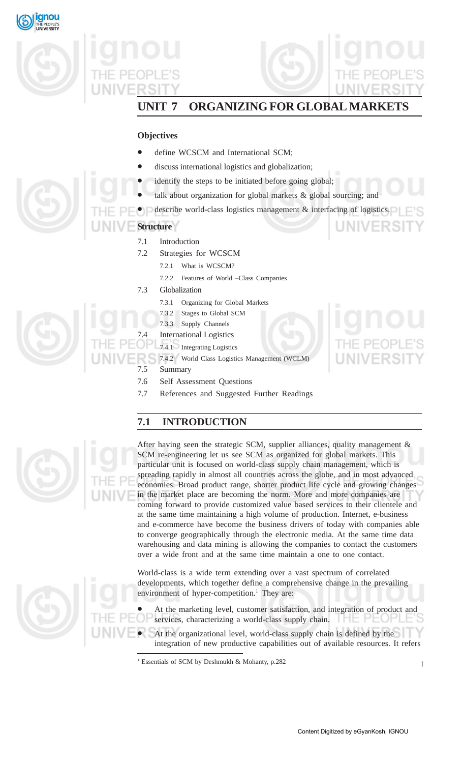# UNIT 7 ORGANIZING FOR GLOBAL MARKETS

## Objectives

- define WCSCM and International SCM;
- discuss international logistics and globalization;
- identify the steps to be initiated before going global;
- talk about organization for global markets & global sourcing; and
- describe world-class logistics management & interfacing of logistics.

## Structure

7.1 Introduction

7.2 Strategies for WCSCM

- 7.2.1 What is WCSCM?
- 7.2.2 Features of World –Class Companies

7.3 Globalization

- 7.3.1 Organizing for Global Markets
- 7.3.2 Stages to Global SCM
- 7.3.3 Supply Channels

7.4 International Logistics

- 7.4.1 Integrating Logistics
- 7.4.2 World Class Logistics Management (WCLM)

7.5 Summary

7.6 Self Assessment Questions

7.7 References and Suggested Further Readings

## 7.1 INTRODUCTION

After having seen the strategic SCM, supplier alliances, quality management & SCM re-engineering let us see SCM as organized for global markets. This particular unit is focused on world-class supply chain management, which is spreading rapidly in almost all countries across the globe, and in most advanced economies. Broad product range, shorter product life cycle and growing changes in the market place are becoming the norm. More and more companies are coming forward to provide customized value based services to their clientele and at the same time maintaining a high volume of production. Internet, e-business and e-commerce have become the business drivers of today with companies able to converge geographically through the electronic media. At the same time data warehousing and data mining is allowing the companies to contact the customers over a wide front and at the same time maintain a one to one contact.

World-class is a wide term extending over a vast spectrum of correlated developments, which together define a comprehensive change in the prevailing environment of hyper-competition.[1] They are:

- At the marketing level, customer satisfaction, and integration of product and services, characterizing a world-class supply chain.
- At the organizational level, world-class supply chain is defined by the integration of new productive capabilities out of available resources. It refers

[1] Essentials of SCM by Deshmukh & Mohanty, p.282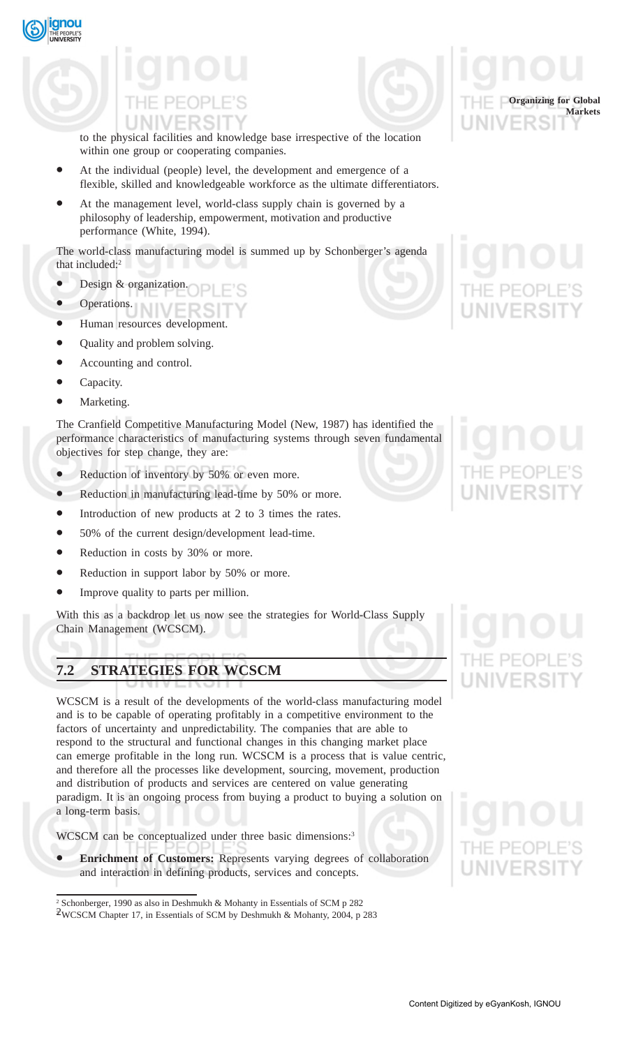to the physical facilities and knowledge base irrespective of the location within one group or cooperating companies.

- At the individual (people) level, the development and emergence of a flexible, skilled and knowledgeable workforce as the ultimate differentiators.
- At the management level, world-class supply chain is governed by a philosophy of leadership, empowerment, motivation and productive performance (White, 1994).

The world-class manufacturing model is summed up by Schonberger's agenda that included:[2]

- Design & organization.
- Operations.
- Human resources development.
- Quality and problem solving.
- Accounting and control.
- Capacity.
- Marketing.

The Cranfield Competitive Manufacturing Model (New, 1987) has identified the performance characteristics of manufacturing systems through seven fundamental objectives for step change, they are:

- Reduction of inventory by 50% or even more.
- Reduction in manufacturing lead-time by 50% or more.
- Introduction of new products at 2 to 3 times the rates.
- 50% of the current design/development lead-time.
- Reduction in costs by 30% or more.
- Reduction in support labor by 50% or more.
- Improve quality to parts per million.

With this as a backdrop let us now see the strategies for World-Class Supply Chain Management (WCSCM).

## 7.2 STRATEGIES FOR WCSCM

WCSCM is a result of the developments of the world-class manufacturing model and is to be capable of operating profitably in a competitive environment to the factors of uncertainty and unpredictability. The companies that are able to respond to the structural and functional changes in this changing market place can emerge profitable in the long run. WCSCM is a process that is value centric, and therefore all the processes like development, sourcing, movement, production and distribution of products and services are centered on value generating paradigm. It is an ongoing process from buying a product to buying a solution on a long-term basis.

WCSCM can be conceptualized under three basic dimensions:[3]

- **Enrichment of Customers:** Represents varying degrees of collaboration and interaction in defining products, services and concepts.

---

[2] Schonberger, 1990 as also in Deshmukh & Mohanty in Essentials of SCM p 282

[3] WCSCM Chapter 17, in Essentials of SCM by Deshmukh & Mohanty, 2004, p 283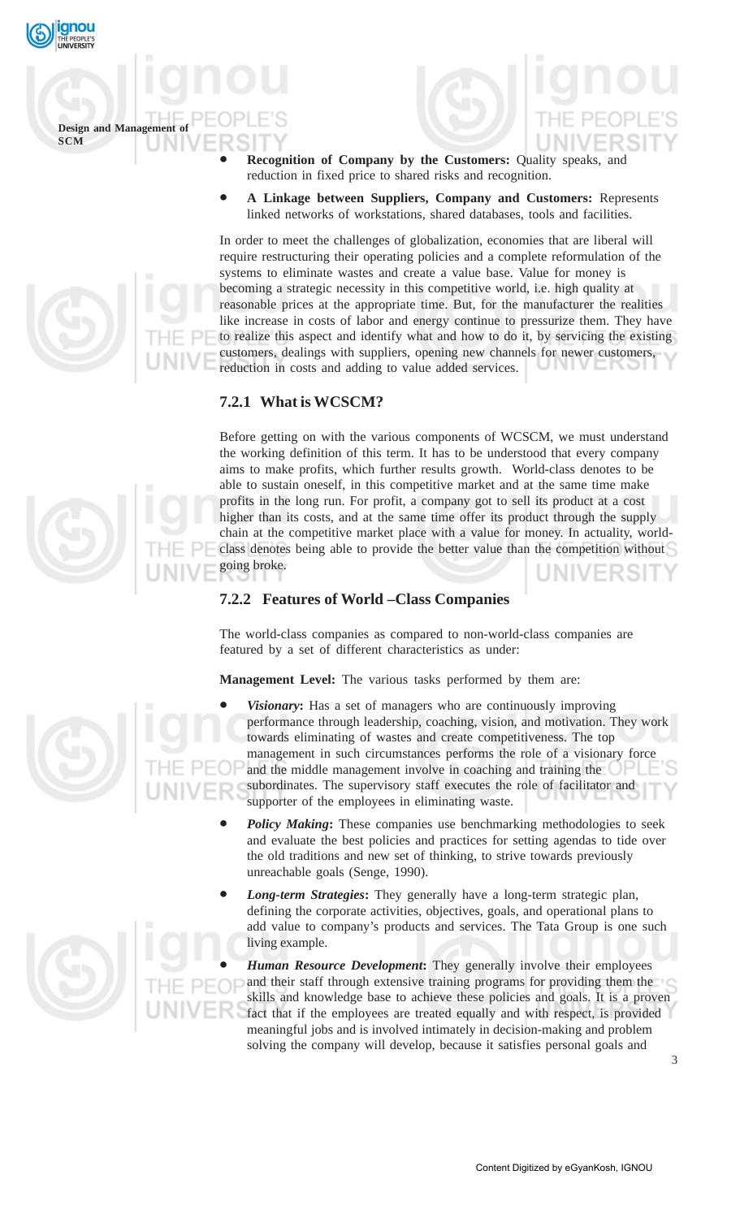- **Recognition of Company by the Customers:** Quality speaks, and reduction in fixed price to shared risks and recognition.
- **A Linkage between Suppliers, Company and Customers:** Represents linked networks of workstations, shared databases, tools and facilities.

In order to meet the challenges of globalization, economies that are liberal will require restructuring their operating policies and a complete reformulation of the systems to eliminate wastes and create a value base. Value for money is becoming a strategic necessity in this competitive world, i.e. high quality at reasonable prices at the appropriate time. But, for the manufacturer the realities like increase in costs of labor and energy continue to pressurize them. They have to realize this aspect and identify what and how to do it, by servicing the existing customers, dealings with suppliers, opening new channels for newer customers, reduction in costs and adding to value added services.

### 7.2.1 What is WCSCM?

Before getting on with the various components of WCSCM, we must understand the working definition of this term. It has to be understood that every company aims to make profits, which further results growth. World-class denotes to be able to sustain oneself, in this competitive market and at the same time make profits in the long run. For profit, a company got to sell its product at a cost higher than its costs, and at the same time offer its product through the supply chain at the competitive market place with a value for money. In actuality, world-class denotes being able to provide the better value than the competition without going broke.

### 7.2.2 Features of World –Class Companies

The world-class companies as compared to non-world-class companies are featured by a set of different characteristics as under:

**Management Level:** The various tasks performed by them are:

- ***Visionary*:** Has a set of managers who are continuously improving performance through leadership, coaching, vision, and motivation. They work towards eliminating of wastes and create competitiveness. The top management in such circumstances performs the role of a visionary force and the middle management involve in coaching and training the subordinates. The supervisory staff executes the role of facilitator and supporter of the employees in eliminating waste.
- ***Policy Making*:** These companies use benchmarking methodologies to seek and evaluate the best policies and practices for setting agendas to tide over the old traditions and new set of thinking, to strive towards previously unreachable goals (Senge, 1990).
- ***Long-term Strategies*:** They generally have a long-term strategic plan, defining the corporate activities, objectives, goals, and operational plans to add value to company's products and services. The Tata Group is one such living example.
- ***Human Resource Development*:** They generally involve their employees and their staff through extensive training programs for providing them the skills and knowledge base to achieve these policies and goals. It is a proven fact that if the employees are treated equally and with respect, is provided meaningful jobs and is involved intimately in decision-making and problem solving the company will develop, because it satisfies personal goals and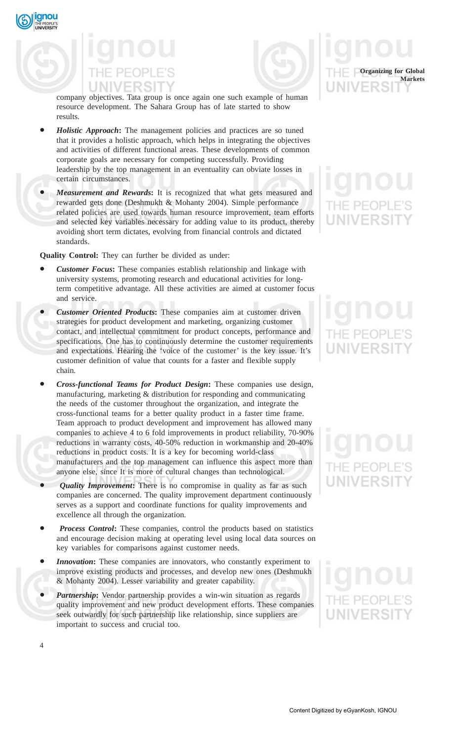company objectives. Tata group is once again one such example of human resource development. The Sahara Group has of late started to show results.

- ***Holistic Approach*****:** The management policies and practices are so tuned that it provides a holistic approach, which helps in integrating the objectives and activities of different functional areas. These developments of common corporate goals are necessary for competing successfully. Providing leadership by the top management in an eventuality can obviate losses in certain circumstances.
- ***Measurement and Rewards*****:** It is recognized that what gets measured and rewarded gets done (Deshmukh & Mohanty 2004). Simple performance related policies are used towards human resource improvement, team efforts and selected key variables necessary for adding value to its product, thereby avoiding short term dictates, evolving from financial controls and dictated standards.

**Quality Control:** They can further be divided as under:

- ***Customer Focus*****:** These companies establish relationship and linkage with university systems, promoting research and educational activities for long-term competitive advantage. All these activities are aimed at customer focus and service.
- ***Customer Oriented Products*****:** These companies aim at customer driven strategies for product development and marketing, organizing customer contact, and intellectual commitment for product concepts, performance and specifications. One has to continuously determine the customer requirements and expectations. Hearing the 'voice of the customer' is the key issue. It's customer definition of value that counts for a faster and flexible supply chain.
- ***Cross-functional Teams for Product Design*****:** These companies use design, manufacturing, marketing & distribution for responding and communicating the needs of the customer throughout the organization, and integrate the cross-functional teams for a better quality product in a faster time frame. Team approach to product development and improvement has allowed many companies to achieve 4 to 6 fold improvements in product reliability, 70-90% reductions in warranty costs, 40-50% reduction in workmanship and 20-40% reductions in product costs. It is a key for becoming world-class manufacturers and the top management can influence this aspect more than anyone else, since It is more of cultural changes than technological.
- ***Quality Improvement*****:** There is no compromise in quality as far as such companies are concerned. The quality improvement department continuously serves as a support and coordinate functions for quality improvements and excellence all through the organization.
- ***Process Control*****:** These companies, control the products based on statistics and encourage decision making at operating level using local data sources on key variables for comparisons against customer needs.
- ***Innovation*****:** These companies are innovators, who constantly experiment to improve existing products and processes, and develop new ones (Deshmukh & Mohanty 2004). Lesser variability and greater capability.
- ***Partnership*****:** Vendor partnership provides a win-win situation as regards quality improvement and new product development efforts. These companies seek outwardly for such partnership like relationship, since suppliers are important to success and crucial too.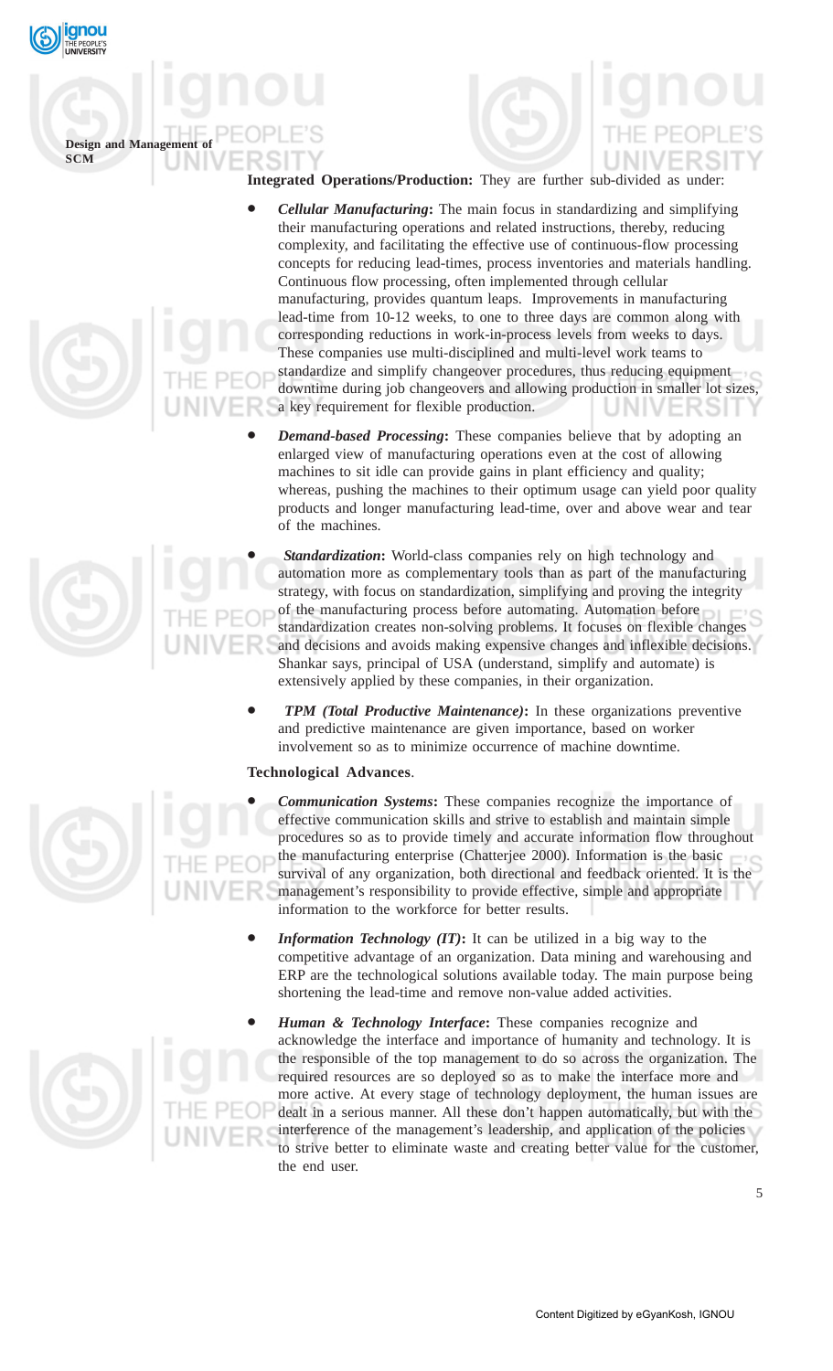**Integrated Operations/Production:** They are further sub-divided as under:

- ***Cellular Manufacturing*:** The main focus in standardizing and simplifying their manufacturing operations and related instructions, thereby, reducing complexity, and facilitating the effective use of continuous-flow processing concepts for reducing lead-times, process inventories and materials handling. Continuous flow processing, often implemented through cellular manufacturing, provides quantum leaps. Improvements in manufacturing lead-time from 10-12 weeks, to one to three days are common along with corresponding reductions in work-in-process levels from weeks to days. These companies use multi-disciplined and multi-level work teams to standardize and simplify changeover procedures, thus reducing equipment downtime during job changeovers and allowing production in smaller lot sizes, a key requirement for flexible production.

- ***Demand-based Processing*:** These companies believe that by adopting an enlarged view of manufacturing operations even at the cost of allowing machines to sit idle can provide gains in plant efficiency and quality; whereas, pushing the machines to their optimum usage can yield poor quality products and longer manufacturing lead-time, over and above wear and tear of the machines.

- ***Standardization*:** World-class companies rely on high technology and automation more as complementary tools than as part of the manufacturing strategy, with focus on standardization, simplifying and proving the integrity of the manufacturing process before automating. Automation before standardization creates non-solving problems. It focuses on flexible changes and decisions and avoids making expensive changes and inflexible decisions. Shankar says, principal of USA (understand, simplify and automate) is extensively applied by these companies, in their organization.

- ***TPM (Total Productive Maintenance)*:** In these organizations preventive and predictive maintenance are given importance, based on worker involvement so as to minimize occurrence of machine downtime.

**Technological Advances**.

- ***Communication Systems*:** These companies recognize the importance of effective communication skills and strive to establish and maintain simple procedures so as to provide timely and accurate information flow throughout the manufacturing enterprise (Chatterjee 2000). Information is the basic survival of any organization, both directional and feedback oriented. It is the management's responsibility to provide effective, simple and appropriate information to the workforce for better results.

- ***Information Technology (IT)*:** It can be utilized in a big way to the competitive advantage of an organization. Data mining and warehousing and ERP are the technological solutions available today. The main purpose being shortening the lead-time and remove non-value added activities.

- ***Human & Technology Interface*:** These companies recognize and acknowledge the interface and importance of humanity and technology. It is the responsible of the top management to do so across the organization. The required resources are so deployed so as to make the interface more and more active. At every stage of technology deployment, the human issues are dealt in a serious manner. All these don't happen automatically, but with the interference of the management's leadership, and application of the policies to strive better to eliminate waste and creating better value for the customer, the end user.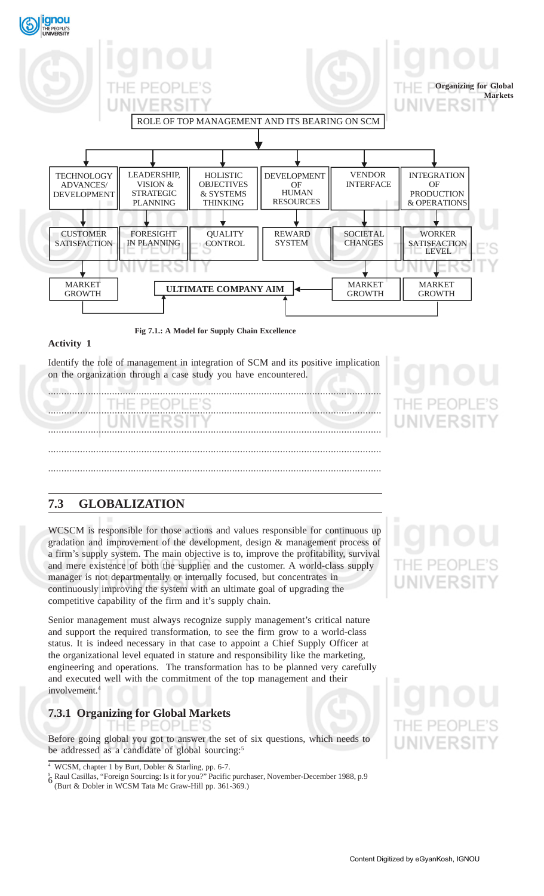ROLE OF TOP MANAGEMENT AND ITS BEARING ON SCM

| TECHNOLOGY ADVANCES/ DEVELOPMENT | LEADERSHIP, VISION & STRATEGIC PLANNING | HOLISTIC OBJECTIVES & SYSTEMS THINKING | DEVELOPMENT OF HUMAN RESOURCES | VENDOR INTERFACE | INTEGRATION OF PRODUCTION & OPERATIONS |
|---|---|---|---|---|---|
| CUSTOMER SATISFACTION | FORESIGHT IN PLANNING | QUALITY CONTROL | REWARD SYSTEM | SOCIETAL CHANGES | WORKER SATISFACTION LEVEL |
| MARKET GROWTH | | | | MARKET GROWTH | MARKET GROWTH |

**ULTIMATE COMPANY AIM**

**Fig 7.1.: A Model for Supply Chain Excellence**

**Activity 1**

Identify the role of management in integration of SCM and its positive implication on the organization through a case study you have encountered.

..........................................................................................................................

..........................................................................................................................

..........................................................................................................................

..........................................................................................................................

..........................................................................................................................

## 7.3 GLOBALIZATION

WCSCM is responsible for those actions and values responsible for continuous up gradation and improvement of the development, design & management process of a firm's supply system. The main objective is to, improve the profitability, survival and mere existence of both the supplier and the customer. A world-class supply manager is not departmentally or internally focused, but concentrates in continuously improving the system with an ultimate goal of upgrading the competitive capability of the firm and it's supply chain.

Senior management must always recognize supply management's critical nature and support the required transformation, to see the firm grow to a world-class status. It is indeed necessary in that case to appoint a Chief Supply Officer at the organizational level equated in stature and responsibility like the marketing, engineering and operations. The transformation has to be planned very carefully and executed well with the commitment of the top management and their involvement.[4]

### 7.3.1 Organizing for Global Markets

Before going global you got to answer the set of six questions, which needs to be addressed as a candidate of global sourcing:[5]

[4] WCSM, chapter 1 by Burt, Dobler & Starling, pp. 6-7.

[5] Raul Casillas, "Foreign Sourcing: Is it for you?" Pacific purchaser, November-December 1988, p.9 (Burt & Dobler in WCSM Tata Mc Graw-Hill pp. 361-369.)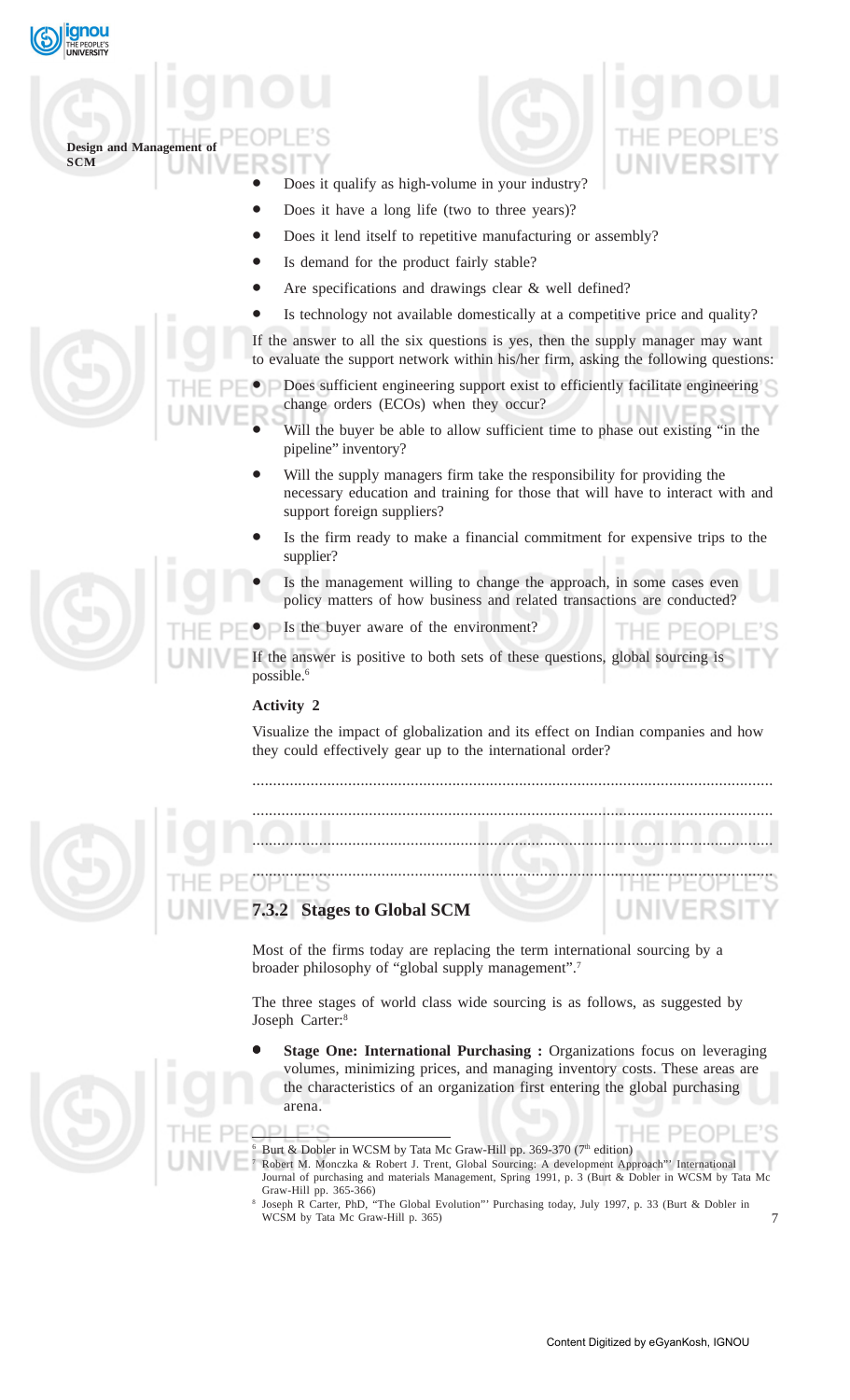- Does it qualify as high-volume in your industry?
- Does it have a long life (two to three years)?
- Does it lend itself to repetitive manufacturing or assembly?
- Is demand for the product fairly stable?
- Are specifications and drawings clear & well defined?
- Is technology not available domestically at a competitive price and quality?

If the answer to all the six questions is yes, then the supply manager may want to evaluate the support network within his/her firm, asking the following questions:

- Does sufficient engineering support exist to efficiently facilitate engineering change orders (ECOs) when they occur?
- Will the buyer be able to allow sufficient time to phase out existing "in the pipeline" inventory?
- Will the supply managers firm take the responsibility for providing the necessary education and training for those that will have to interact with and support foreign suppliers?
- Is the firm ready to make a financial commitment for expensive trips to the supplier?
- Is the management willing to change the approach, in some cases even policy matters of how business and related transactions are conducted?
- Is the buyer aware of the environment?

If the answer is positive to both sets of these questions, global sourcing is possible.[6]

**Activity 2**

Visualize the impact of globalization and its effect on Indian companies and how they could effectively gear up to the international order?

..............................................................................................................................

..............................................................................................................................

..............................................................................................................................

..............................................................................................................................

### 7.3.2 Stages to Global SCM

Most of the firms today are replacing the term international sourcing by a broader philosophy of "global supply management".[7]

The three stages of world class wide sourcing is as follows, as suggested by Joseph Carter:[8]

- **Stage One: International Purchasing :** Organizations focus on leveraging volumes, minimizing prices, and managing inventory costs. These areas are the characteristics of an organization first entering the global purchasing arena.

---

[6] Burt & Dobler in WCSM by Tata Mc Graw-Hill pp. 369-370 (7th edition)

[7] Robert M. Monczka & Robert J. Trent, Global Sourcing: A development Approach"' International Journal of purchasing and materials Management, Spring 1991, p. 3 (Burt & Dobler in WCSM by Tata Mc Graw-Hill pp. 365-366)

[8] Joseph R Carter, PhD, "The Global Evolution"' Purchasing today, July 1997, p. 33 (Burt & Dobler in WCSM by Tata Mc Graw-Hill p. 365)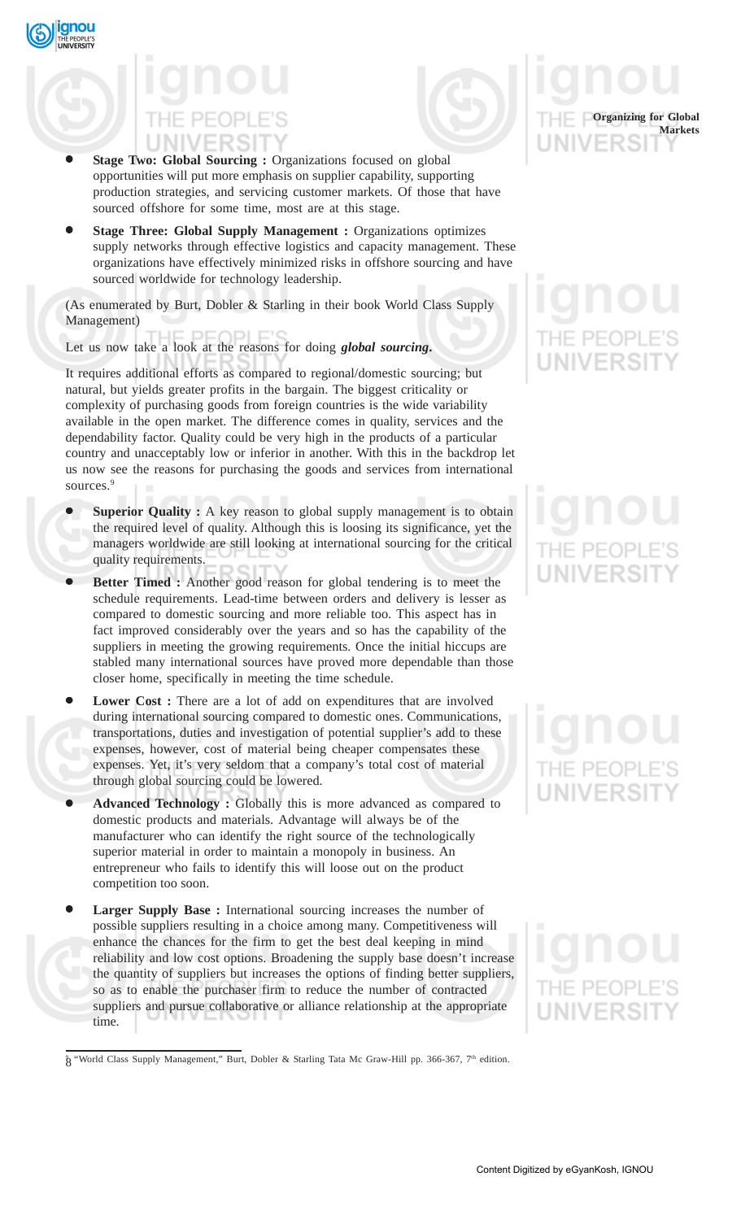- **Stage Two: Global Sourcing :** Organizations focused on global opportunities will put more emphasis on supplier capability, supporting production strategies, and servicing customer markets. Of those that have sourced offshore for some time, most are at this stage.

- **Stage Three: Global Supply Management :** Organizations optimizes supply networks through effective logistics and capacity management. These organizations have effectively minimized risks in offshore sourcing and have sourced worldwide for technology leadership.

(As enumerated by Burt, Dobler & Starling in their book World Class Supply Management)

Let us now take a look at the reasons for doing ***global sourcing.***

It requires additional efforts as compared to regional/domestic sourcing; but natural, but yields greater profits in the bargain. The biggest criticality or complexity of purchasing goods from foreign countries is the wide variability available in the open market. The difference comes in quality, services and the dependability factor. Quality could be very high in the products of a particular country and unacceptably low or inferior in another. With this in the backdrop let us now see the reasons for purchasing the goods and services from international sources.[9]

- **Superior Quality :** A key reason to global supply management is to obtain the required level of quality. Although this is loosing its significance, yet the managers worldwide are still looking at international sourcing for the critical quality requirements.

- **Better Timed :** Another good reason for global tendering is to meet the schedule requirements. Lead-time between orders and delivery is lesser as compared to domestic sourcing and more reliable too. This aspect has in fact improved considerably over the years and so has the capability of the suppliers in meeting the growing requirements. Once the initial hiccups are stabled many international sources have proved more dependable than those closer home, specifically in meeting the time schedule.

- **Lower Cost :** There are a lot of add on expenditures that are involved during international sourcing compared to domestic ones. Communications, transportations, duties and investigation of potential supplier's add to these expenses, however, cost of material being cheaper compensates these expenses. Yet, it's very seldom that a company's total cost of material through global sourcing could be lowered.

- **Advanced Technology :** Globally this is more advanced as compared to domestic products and materials. Advantage will always be of the manufacturer who can identify the right source of the technologically superior material in order to maintain a monopoly in business. An entrepreneur who fails to identify this will loose out on the product competition too soon.

- **Larger Supply Base :** International sourcing increases the number of possible suppliers resulting in a choice among many. Competitiveness will enhance the chances for the firm to get the best deal keeping in mind reliability and low cost options. Broadening the supply base doesn't increase the quantity of suppliers but increases the options of finding better suppliers, so as to enable the purchaser firm to reduce the number of contracted suppliers and pursue collaborative or alliance relationship at the appropriate time.

---

[9] "World Class Supply Management," Burt, Dobler & Starling Tata Mc Graw-Hill pp. 366-367, 7th edition.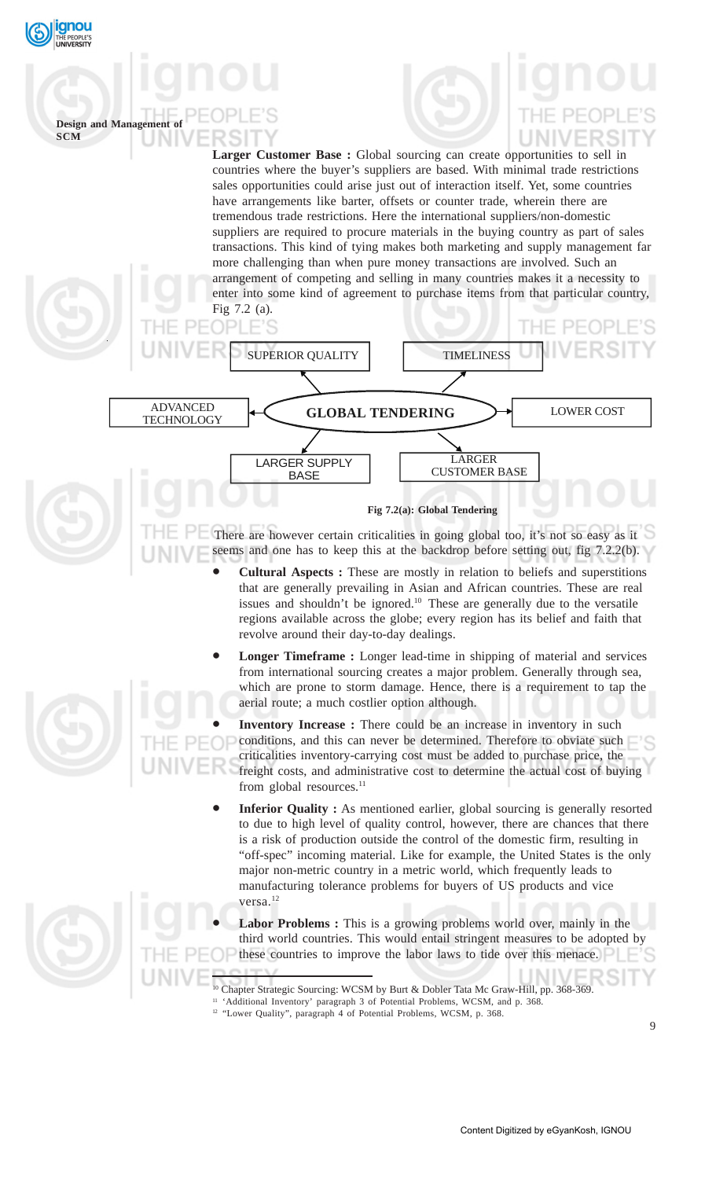**Larger Customer Base :** Global sourcing can create opportunities to sell in countries where the buyer's suppliers are based. With minimal trade restrictions sales opportunities could arise just out of interaction itself. Yet, some countries have arrangements like barter, offsets or counter trade, wherein there are tremendous trade restrictions. Here the international suppliers/non-domestic suppliers are required to procure materials in the buying country as part of sales transactions. This kind of tying makes both marketing and supply management far more challenging than when pure money transactions are involved. Such an arrangement of competing and selling in many countries makes it a necessity to enter into some kind of agreement to purchase items from that particular country, Fig 7.2 (a).

GLOBAL TENDERING → SUPERIOR QUALITY, TIMELINESS, LOWER COST, LARGER CUSTOMER BASE, LARGER SUPPLY BASE, ADVANCED TECHNOLOGY

Fig 7.2(a): Global Tendering

There are however certain criticalities in going global too, it's not so easy as it seems and one has to keep this at the backdrop before setting out, fig 7.2.2(b).

- **Cultural Aspects :** These are mostly in relation to beliefs and superstitions that are generally prevailing in Asian and African countries. These are real issues and shouldn't be ignored.[10] These are generally due to the versatile regions available across the globe; every region has its belief and faith that revolve around their day-to-day dealings.

- **Longer Timeframe :** Longer lead-time in shipping of material and services from international sourcing creates a major problem. Generally through sea, which are prone to storm damage. Hence, there is a requirement to tap the aerial route; a much costlier option although.

- **Inventory Increase :** There could be an increase in inventory in such conditions, and this can never be determined. Therefore to obviate such criticalities inventory-carrying cost must be added to purchase price, the freight costs, and administrative cost to determine the actual cost of buying from global resources.[11]

- **Inferior Quality :** As mentioned earlier, global sourcing is generally resorted to due to high level of quality control, however, there are chances that there is a risk of production outside the control of the domestic firm, resulting in "off-spec" incoming material. Like for example, the United States is the only major non-metric country in a metric world, which frequently leads to manufacturing tolerance problems for buyers of US products and vice versa.[12]

- **Labor Problems :** This is a growing problems world over, mainly in the third world countries. This would entail stringent measures to be adopted by these countries to improve the labor laws to tide over this menace.

---

[10] Chapter Strategic Sourcing: WCSM by Burt & Dobler Tata Mc Graw-Hill, pp. 368-369.

[11] 'Additional Inventory' paragraph 3 of Potential Problems, WCSM, and p. 368.

[12] "Lower Quality", paragraph 4 of Potential Problems, WCSM, p. 368.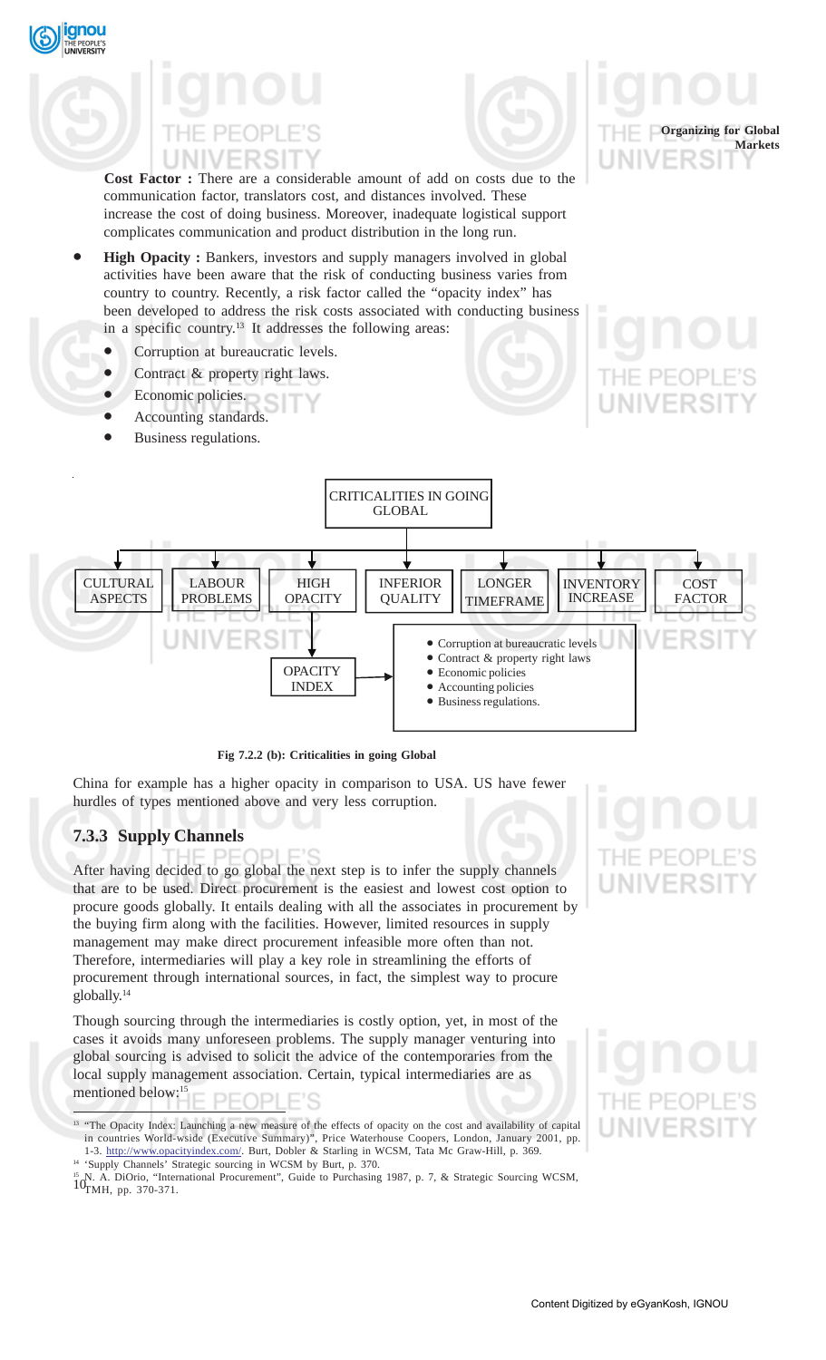Cost Factor : There are a considerable amount of add on costs due to the communication factor, translators cost, and distances involved. These increase the cost of doing business. Moreover, inadequate logistical support complicates communication and product distribution in the long run.

- **High Opacity :** Bankers, investors and supply managers involved in global activities have been aware that the risk of conducting business varies from country to country. Recently, a risk factor called the "opacity index" has been developed to address the risk costs associated with conducting business in a specific country.[13] It addresses the following areas:
  - Corruption at bureaucratic levels.
  - Contract & property right laws.
  - Economic policies.
  - Accounting standards.
  - Business regulations.

CRITICALITIES IN GOING GLOBAL

- CULTURAL ASPECTS
- LABOUR PROBLEMS
- HIGH OPACITY → OPACITY INDEX
  - Corruption at bureaucratic levels
  - Contract & property right laws
  - Economic policies
  - Accounting policies
  - Business regulations.
- INFERIOR QUALITY
- LONGER TIMEFRAME
- INVENTORY INCREASE
- COST FACTOR

**Fig 7.2.2 (b): Criticalities in going Global**

China for example has a higher opacity in comparison to USA. US have fewer hurdles of types mentioned above and very less corruption.

### 7.3.3 Supply Channels

After having decided to go global the next step is to infer the supply channels that are to be used. Direct procurement is the easiest and lowest cost option to procure goods globally. It entails dealing with all the associates in procurement by the buying firm along with the facilities. However, limited resources in supply management may make direct procurement infeasible more often than not. Therefore, intermediaries will play a key role in streamlining the efforts of procurement through international sources, in fact, the simplest way to procure globally.[14]

Though sourcing through the intermediaries is costly option, yet, in most of the cases it avoids many unforeseen problems. The supply manager venturing into global sourcing is advised to solicit the advice of the contemporaries from the local supply management association. Certain, typical intermediaries are as mentioned below:[15]

---

[13] "The Opacity Index: Launching a new measure of the effects of opacity on the cost and availability of capital in countries World-wside (Executive Summary)", Price Waterhouse Coopers, London, January 2001, pp. 1-3. http://www.opacityindex.com/. Burt, Dobler & Starling in WCSM, Tata Mc Graw-Hill, p. 369.

[14] 'Supply Channels' Strategic sourcing in WCSM by Burt, p. 370.

[15] N. A. DiOrio, "International Procurement", Guide to Purchasing 1987, p. 7, & Strategic Sourcing WCSM, TMH, pp. 370-371.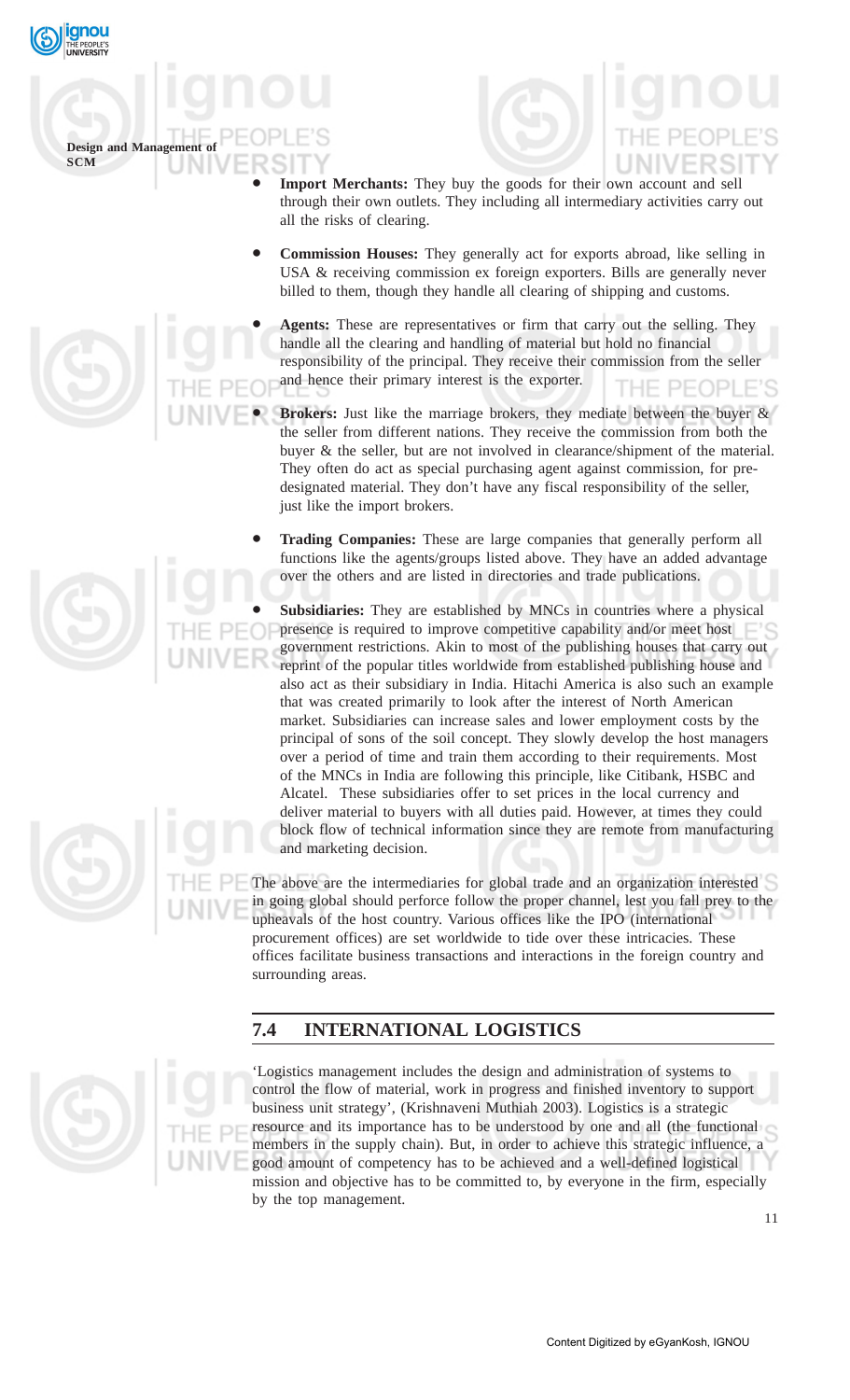- **Import Merchants:** They buy the goods for their own account and sell through their own outlets. They including all intermediary activities carry out all the risks of clearing.

- **Commission Houses:** They generally act for exports abroad, like selling in USA & receiving commission ex foreign exporters. Bills are generally never billed to them, though they handle all clearing of shipping and customs.

- **Agents:** These are representatives or firm that carry out the selling. They handle all the clearing and handling of material but hold no financial responsibility of the principal. They receive their commission from the seller and hence their primary interest is the exporter.

- **Brokers:** Just like the marriage brokers, they mediate between the buyer & the seller from different nations. They receive the commission from both the buyer & the seller, but are not involved in clearance/shipment of the material. They often do act as special purchasing agent against commission, for pre-designated material. They don't have any fiscal responsibility of the seller, just like the import brokers.

- **Trading Companies:** These are large companies that generally perform all functions like the agents/groups listed above. They have an added advantage over the others and are listed in directories and trade publications.

- **Subsidiaries:** They are established by MNCs in countries where a physical presence is required to improve competitive capability and/or meet host government restrictions. Akin to most of the publishing houses that carry out reprint of the popular titles worldwide from established publishing house and also act as their subsidiary in India. Hitachi America is also such an example that was created primarily to look after the interest of North American market. Subsidiaries can increase sales and lower employment costs by the principal of sons of the soil concept. They slowly develop the host managers over a period of time and train them according to their requirements. Most of the MNCs in India are following this principle, like Citibank, HSBC and Alcatel. These subsidiaries offer to set prices in the local currency and deliver material to buyers with all duties paid. However, at times they could block flow of technical information since they are remote from manufacturing and marketing decision.

The above are the intermediaries for global trade and an organization interested in going global should perforce follow the proper channel, lest you fall prey to the upheavals of the host country. Various offices like the IPO (international procurement offices) are set worldwide to tide over these intricacies. These offices facilitate business transactions and interactions in the foreign country and surrounding areas.

## 7.4 INTERNATIONAL LOGISTICS

'Logistics management includes the design and administration of systems to control the flow of material, work in progress and finished inventory to support business unit strategy', (Krishnaveni Muthiah 2003). Logistics is a strategic resource and its importance has to be understood by one and all (the functional members in the supply chain). But, in order to achieve this strategic influence, a good amount of competency has to be achieved and a well-defined logistical mission and objective has to be committed to, by everyone in the firm, especially by the top management.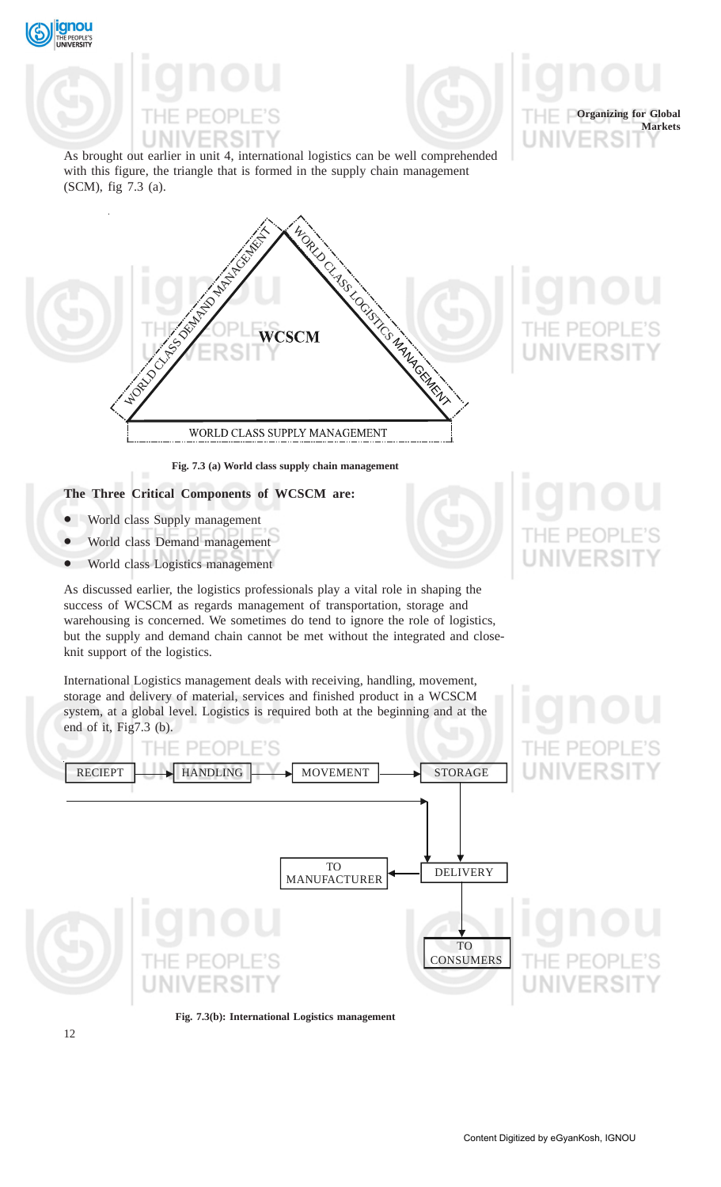As brought out earlier in unit 4, international logistics can be well comprehended with this figure, the triangle that is formed in the supply chain management (SCM), fig 7.3 (a).

Fig. 7.3 (a) World class supply chain management

**The Three Critical Components of WCSCM are:**

- World class Supply management
- World class Demand management
- World class Logistics management

As discussed earlier, the logistics professionals play a vital role in shaping the success of WCSCM as regards management of transportation, storage and warehousing is concerned. We sometimes do tend to ignore the role of logistics, but the supply and demand chain cannot be met without the integrated and close-knit support of the logistics.

International Logistics management deals with receiving, handling, movement, storage and delivery of material, services and finished product in a WCSCM system, at a global level. Logistics is required both at the beginning and at the end of it, Fig7.3 (b).

Fig. 7.3(b): International Logistics management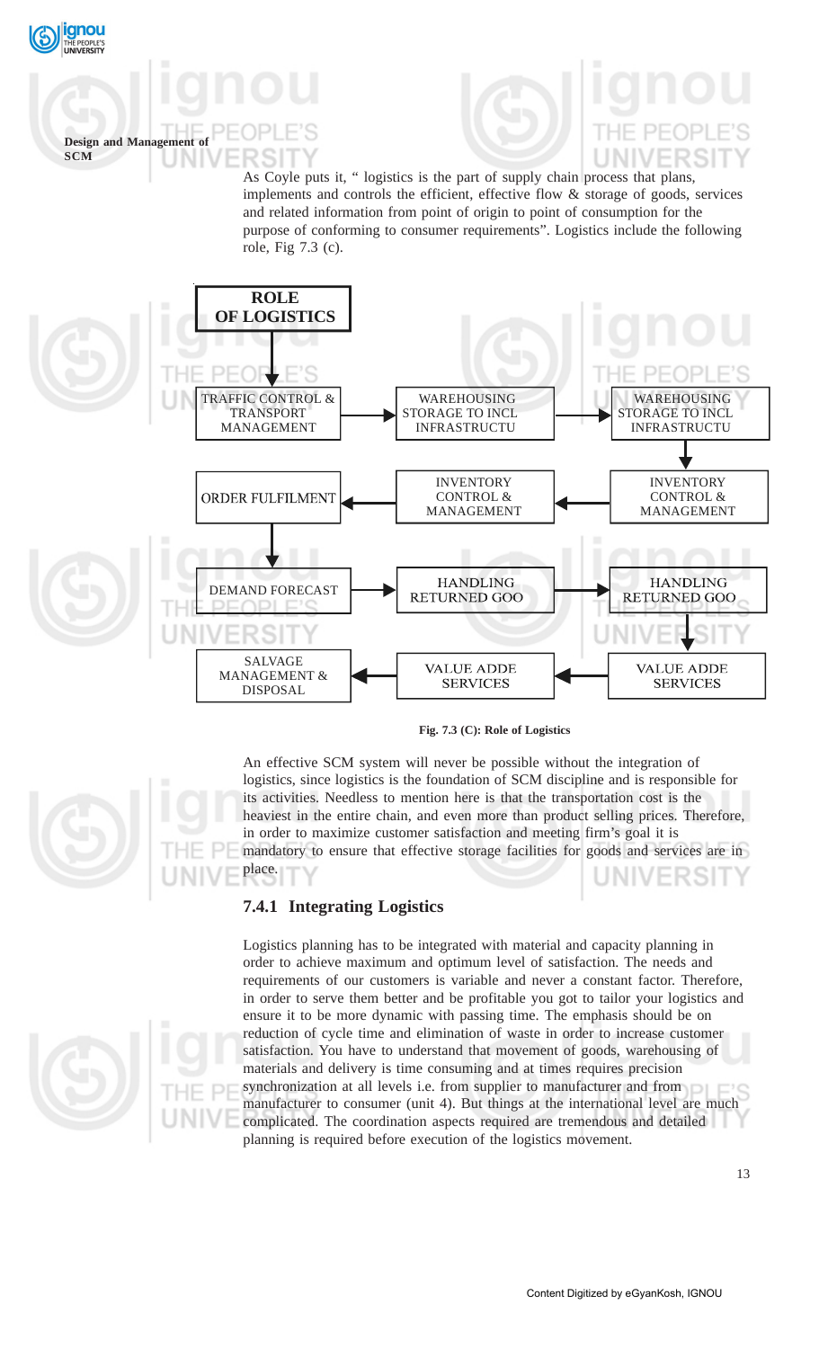As Coyle puts it, " logistics is the part of supply chain process that plans, implements and controls the efficient, effective flow & storage of goods, services and related information from point of origin to point of consumption for the purpose of conforming to consumer requirements". Logistics include the following role, Fig 7.3 (c).

**ROLE OF LOGISTICS**

| | | |
|---|---|---|
| TRAFFIC CONTROL & TRANSPORT MANAGEMENT → | WAREHOUSING STORAGE TO INCL INFRASTRUCTU → | WAREHOUSING STORAGE TO INCL INFRASTRUCTU |
| ORDER FULFILMENT | ← INVENTORY CONTROL & MANAGEMENT | ← INVENTORY CONTROL & MANAGEMENT |
| DEMAND FORECAST → | HANDLING RETURNED GOO → | HANDLING RETURNED GOO |
| SALVAGE MANAGEMENT & DISPOSAL | ← VALUE ADDE SERVICES | ← VALUE ADDE SERVICES |

**Fig. 7.3 (C): Role of Logistics**

An effective SCM system will never be possible without the integration of logistics, since logistics is the foundation of SCM discipline and is responsible for its activities. Needless to mention here is that the transportation cost is the heaviest in the entire chain, and even more than product selling prices. Therefore, in order to maximize customer satisfaction and meeting firm's goal it is mandatory to ensure that effective storage facilities for goods and services are in place.

### 7.4.1 Integrating Logistics

Logistics planning has to be integrated with material and capacity planning in order to achieve maximum and optimum level of satisfaction. The needs and requirements of our customers is variable and never a constant factor. Therefore, in order to serve them better and be profitable you got to tailor your logistics and ensure it to be more dynamic with passing time. The emphasis should be on reduction of cycle time and elimination of waste in order to increase customer satisfaction. You have to understand that movement of goods, warehousing of materials and delivery is time consuming and at times requires precision synchronization at all levels i.e. from supplier to manufacturer and from manufacturer to consumer (unit 4). But things at the international level are much complicated. The coordination aspects required are tremendous and detailed planning is required before execution of the logistics movement.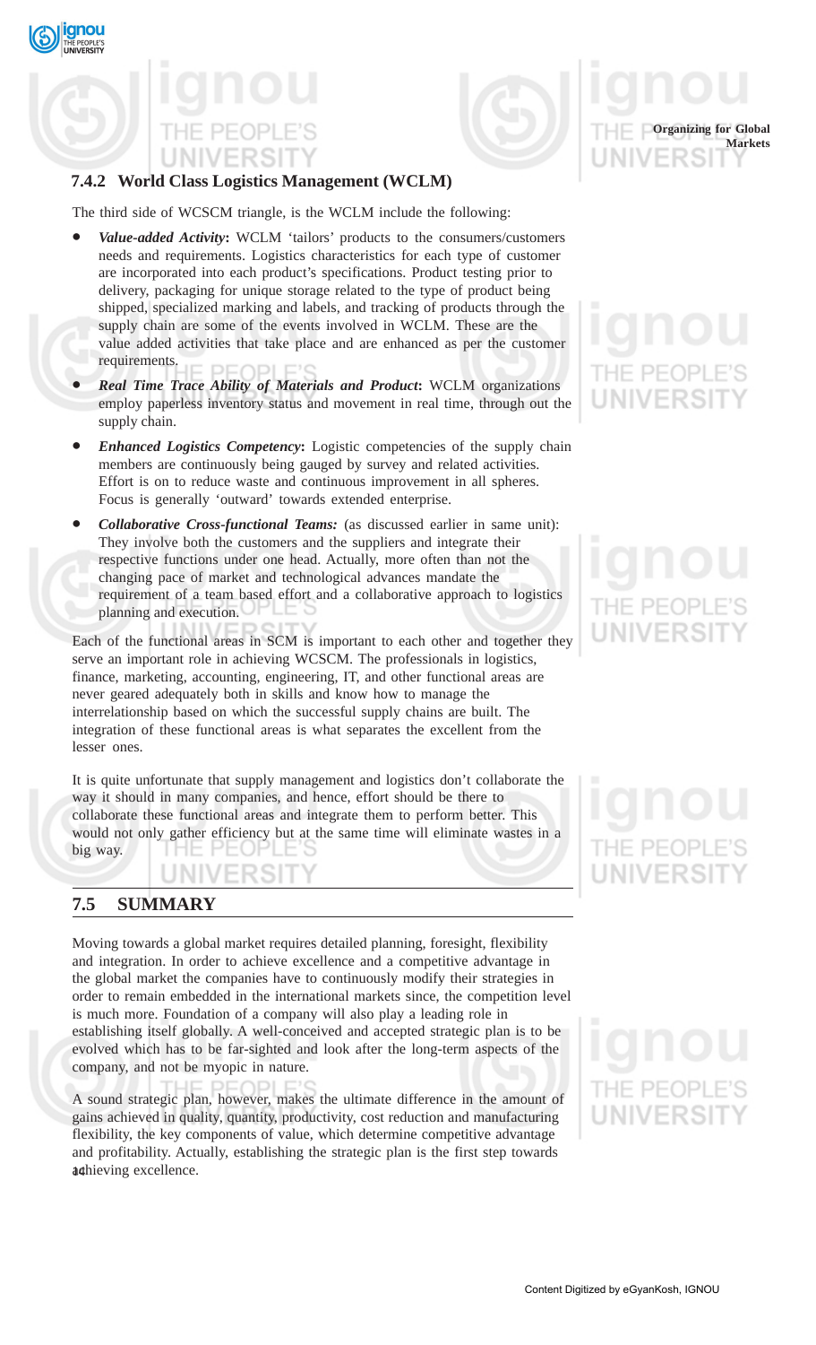### 7.4.2 World Class Logistics Management (WCLM)

The third side of WCSCM triangle, is the WCLM include the following:

- ***Value-added Activity*:** WCLM 'tailors' products to the consumers/customers needs and requirements. Logistics characteristics for each type of customer are incorporated into each product's specifications. Product testing prior to delivery, packaging for unique storage related to the type of product being shipped, specialized marking and labels, and tracking of products through the supply chain are some of the events involved in WCLM. These are the value added activities that take place and are enhanced as per the customer requirements.
- ***Real Time Trace Ability of Materials and Product*:** WCLM organizations employ paperless inventory status and movement in real time, through out the supply chain.
- ***Enhanced Logistics Competency*:** Logistic competencies of the supply chain members are continuously being gauged by survey and related activities. Effort is on to reduce waste and continuous improvement in all spheres. Focus is generally 'outward' towards extended enterprise.
- ***Collaborative Cross-functional Teams:*** (as discussed earlier in same unit): They involve both the customers and the suppliers and integrate their respective functions under one head. Actually, more often than not the changing pace of market and technological advances mandate the requirement of a team based effort and a collaborative approach to logistics planning and execution.

Each of the functional areas in SCM is important to each other and together they serve an important role in achieving WCSCM. The professionals in logistics, finance, marketing, accounting, engineering, IT, and other functional areas are never geared adequately both in skills and know how to manage the interrelationship based on which the successful supply chains are built. The integration of these functional areas is what separates the excellent from the lesser ones.

It is quite unfortunate that supply management and logistics don't collaborate the way it should in many companies, and hence, effort should be there to collaborate these functional areas and integrate them to perform better. This would not only gather efficiency but at the same time will eliminate wastes in a big way.

## 7.5 SUMMARY

Moving towards a global market requires detailed planning, foresight, flexibility and integration. In order to achieve excellence and a competitive advantage in the global market the companies have to continuously modify their strategies in order to remain embedded in the international markets since, the competition level is much more. Foundation of a company will also play a leading role in establishing itself globally. A well-conceived and accepted strategic plan is to be evolved which has to be far-sighted and look after the long-term aspects of the company, and not be myopic in nature.

A sound strategic plan, however, makes the ultimate difference in the amount of gains achieved in quality, quantity, productivity, cost reduction and manufacturing flexibility, the key components of value, which determine competitive advantage and profitability. Actually, establishing the strategic plan is the first step towards achieving excellence.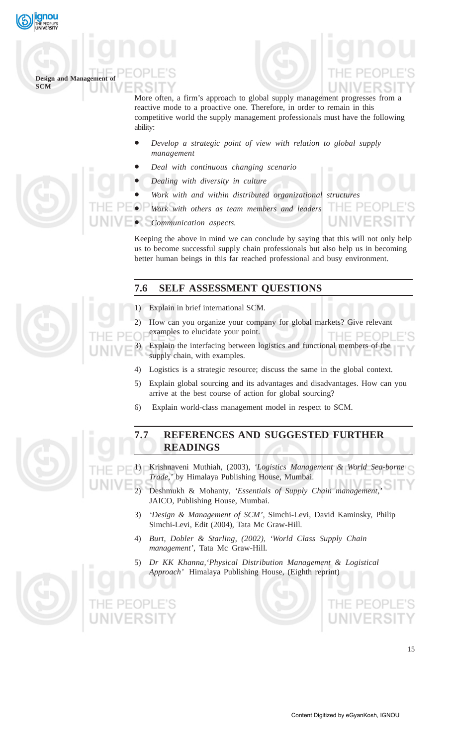More often, a firm's approach to global supply management progresses from a reactive mode to a proactive one. Therefore, in order to remain in this competitive world the supply management professionals must have the following ability:

- *Develop a strategic point of view with relation to global supply management*
- *Deal with continuous changing scenario*
- *Dealing with diversity in culture*
- *Work with and within distributed organizational structures*
- *Work with others as team members and leaders*
- *Communication aspects.*

Keeping the above in mind we can conclude by saying that this will not only help us to become successful supply chain professionals but also help us in becoming better human beings in this far reached professional and busy environment.

## 7.6 SELF ASSESSMENT QUESTIONS

1) Explain in brief international SCM.
2) How can you organize your company for global markets? Give relevant examples to elucidate your point.
3) Explain the interfacing between logistics and functional members of the supply chain, with examples.
4) Logistics is a strategic resource; discuss the same in the global context.
5) Explain global sourcing and its advantages and disadvantages. How can you arrive at the best course of action for global sourcing?
6) Explain world-class management model in respect to SCM.

## 7.7 REFERENCES AND SUGGESTED FURTHER READINGS

1) Krishnaveni Muthiah, (2003), *'Logistics Management & World Sea-borne Trade,'* by Himalaya Publishing House, Mumbai.
2) Deshmukh & Mohanty, *'Essentials of Supply Chain management,'* JAICO, Publishing House, Mumbai.
3) *'Design & Management of SCM'*, Simchi-Levi, David Kaminsky, Philip Simchi-Levi, Edit (2004), Tata Mc Graw-Hill.
4) *Burt, Dobler & Starling, (2002), 'World Class Supply Chain management'*, Tata Mc Graw-Hill.
5) *Dr KK Khanna,'Physical Distribution Management & Logistical Approach'* Himalaya Publishing House, (Eighth reprint)